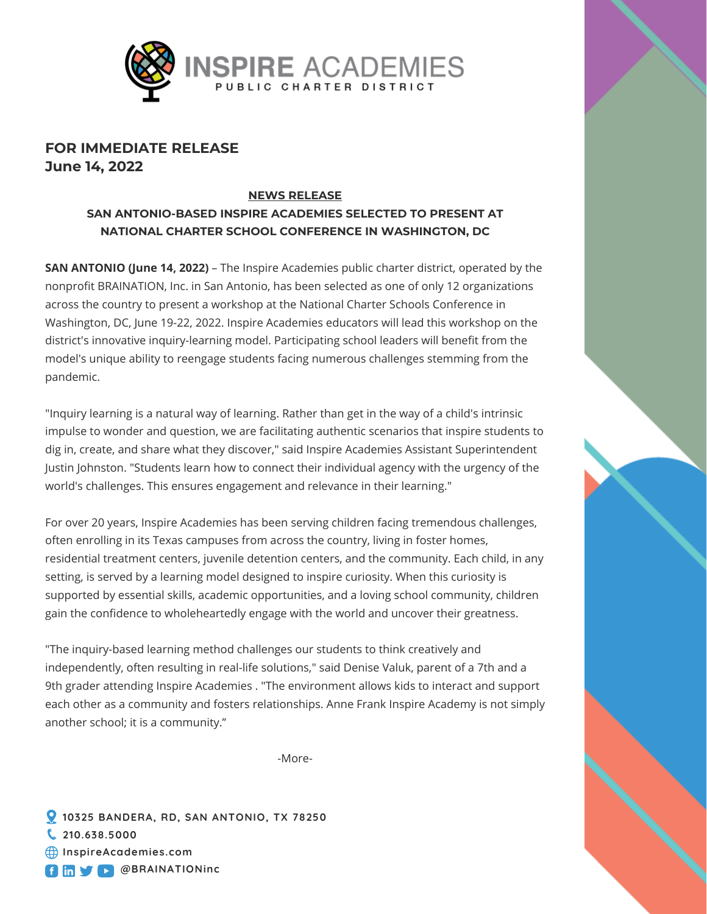# INSPIRE ACADEMIES
PUBLIC CHARTER DISTRICT

**FOR IMMEDIATE RELEASE**
**June 14, 2022**

**NEWS RELEASE**

## SAN ANTONIO-BASED INSPIRE ACADEMIES SELECTED TO PRESENT AT NATIONAL CHARTER SCHOOL CONFERENCE IN WASHINGTON, DC

**SAN ANTONIO (June 14, 2022)** – The Inspire Academies public charter district, operated by the nonprofit BRAINATION, Inc. in San Antonio, has been selected as one of only 12 organizations across the country to present a workshop at the National Charter Schools Conference in Washington, DC, June 19-22, 2022. Inspire Academies educators will lead this workshop on the district's innovative inquiry-learning model. Participating school leaders will benefit from the model's unique ability to reengage students facing numerous challenges stemming from the pandemic.

"Inquiry learning is a natural way of learning. Rather than get in the way of a child's intrinsic impulse to wonder and question, we are facilitating authentic scenarios that inspire students to dig in, create, and share what they discover," said Inspire Academies Assistant Superintendent Justin Johnston. "Students learn how to connect their individual agency with the urgency of the world's challenges. This ensures engagement and relevance in their learning."

For over 20 years, Inspire Academies has been serving children facing tremendous challenges, often enrolling in its Texas campuses from across the country, living in foster homes, residential treatment centers, juvenile detention centers, and the community. Each child, in any setting, is served by a learning model designed to inspire curiosity. When this curiosity is supported by essential skills, academic opportunities, and a loving school community, children gain the confidence to wholeheartedly engage with the world and uncover their greatness.

"The inquiry-based learning method challenges our students to think creatively and independently, often resulting in real-life solutions," said Denise Valuk, parent of a 7th and a 9th grader attending Inspire Academies . "The environment allows kids to interact and support each other as a community and fosters relationships. Anne Frank Inspire Academy is not simply another school; it is a community."

-More-

10325 BANDERA, RD, SAN ANTONIO, TX 78250
210.638.5000
InspireAcademies.com
@BRAINATIONinc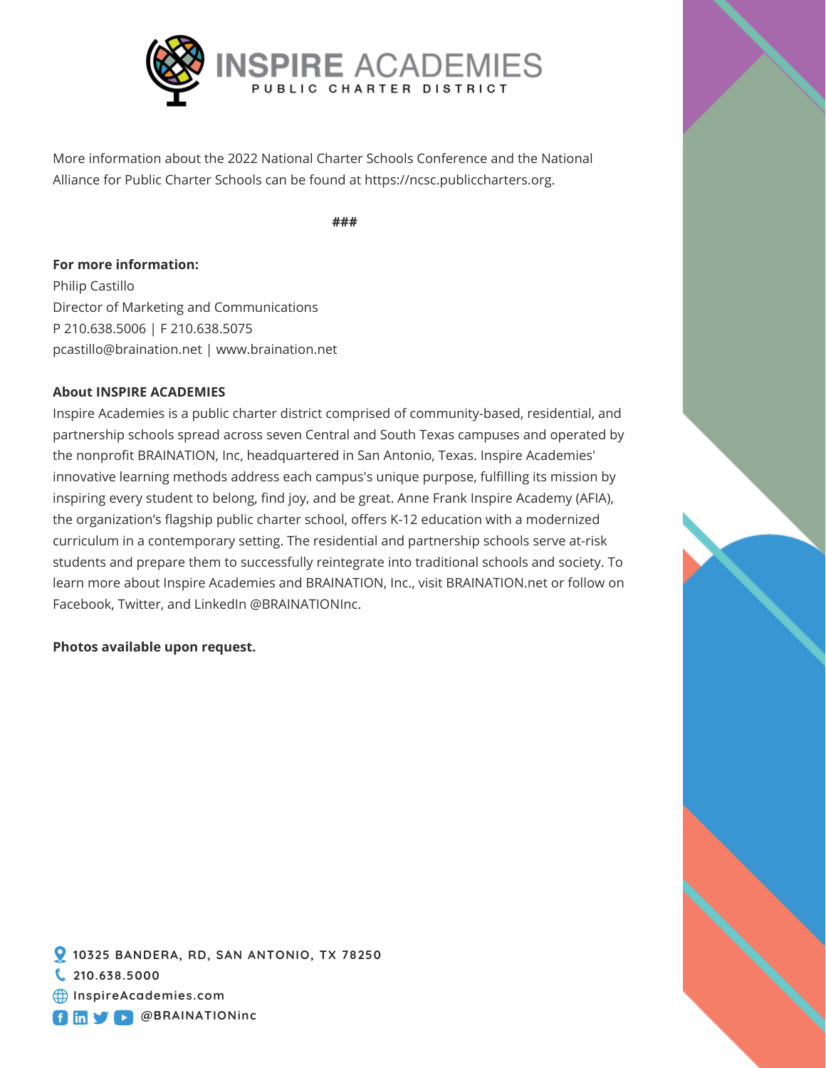More information about the 2022 National Charter Schools Conference and the National Alliance for Public Charter Schools can be found at https://ncsc.publiccharters.org.

###

**For more information:**
Philip Castillo
Director of Marketing and Communications
P 210.638.5006 | F 210.638.5075
pcastillo@braination.net | www.braination.net

**About INSPIRE ACADEMIES**
Inspire Academies is a public charter district comprised of community-based, residential, and partnership schools spread across seven Central and South Texas campuses and operated by the nonprofit BRAINATION, Inc, headquartered in San Antonio, Texas. Inspire Academies' innovative learning methods address each campus's unique purpose, fulfilling its mission by inspiring every student to belong, find joy, and be great. Anne Frank Inspire Academy (AFIA), the organization's flagship public charter school, offers K-12 education with a modernized curriculum in a contemporary setting. The residential and partnership schools serve at-risk students and prepare them to successfully reintegrate into traditional schools and society. To learn more about Inspire Academies and BRAINATION, Inc., visit BRAINATION.net or follow on Facebook, Twitter, and LinkedIn @BRAINATIONInc.

**Photos available upon request.**

10325 BANDERA, RD, SAN ANTONIO, TX 78250
210.638.5000
InspireAcademies.com
@BRAINATIONinc